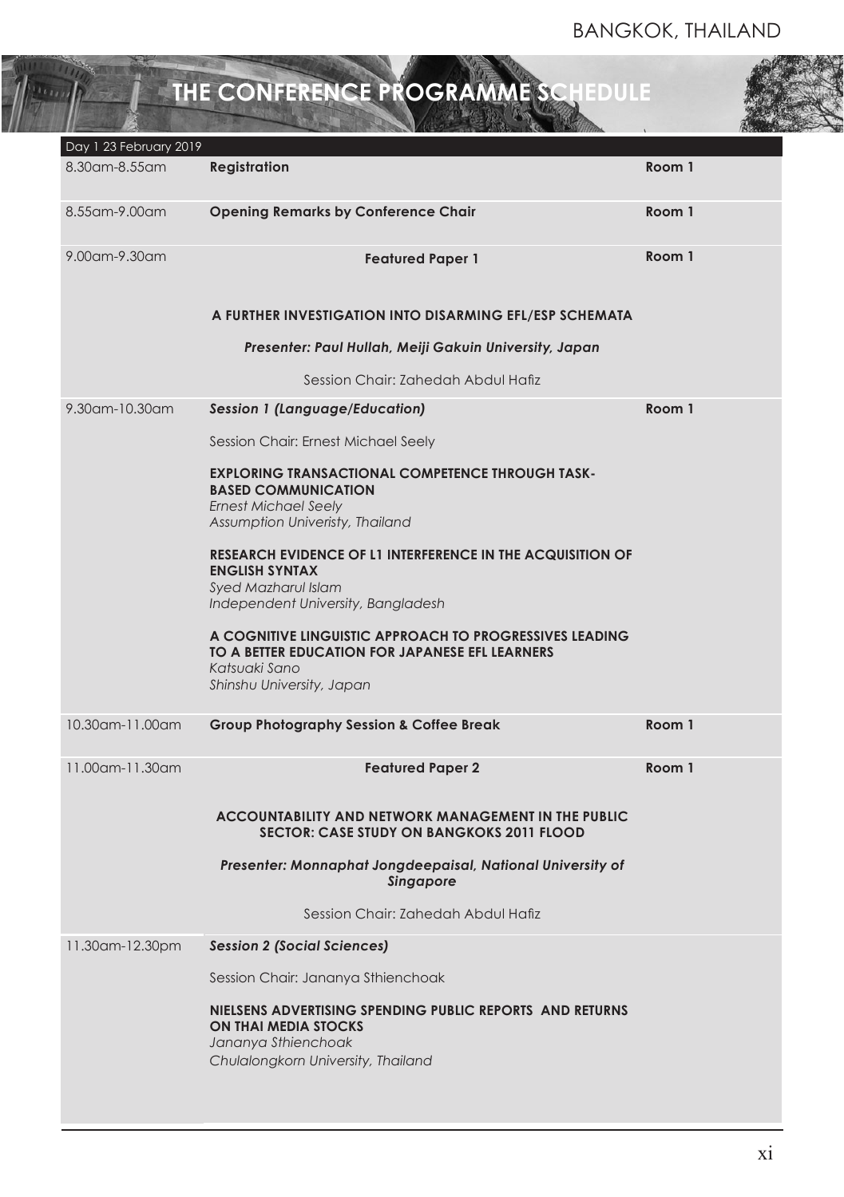# THE CONFERENCE PROGRAMME SCHEDULE

| Day 1 23 February 2019 | | |
| --- | --- | --- |
| 8.30am-8.55am | **Registration** | **Room 1** |
| 8.55am-9.00am | **Opening Remarks by Conference Chair** | **Room 1** |
| 9.00am-9.30am | **Featured Paper 1**<br><br>**A FURTHER INVESTIGATION INTO DISARMING EFL/ESP SCHEMATA**<br><br>***Presenter: Paul Hullah, Meiji Gakuin University, Japan***<br><br>Session Chair: Zahedah Abdul Hafiz | **Room 1** |
| 9.30am-10.30am | ***Session 1 (Language/Education)***<br><br>Session Chair: Ernest Michael Seely<br><br>**EXPLORING TRANSACTIONAL COMPETENCE THROUGH TASK-BASED COMMUNICATION**<br>*Ernest Michael Seely*<br>*Assumption Univeristy, Thailand*<br><br>**RESEARCH EVIDENCE OF L1 INTERFERENCE IN THE ACQUISITION OF ENGLISH SYNTAX**<br>*Syed Mazharul Islam*<br>*Independent University, Bangladesh*<br><br>**A COGNITIVE LINGUISTIC APPROACH TO PROGRESSIVES LEADING TO A BETTER EDUCATION FOR JAPANESE EFL LEARNERS**<br>*Katsuaki Sano*<br>*Shinshu University, Japan* | **Room 1** |
| 10.30am-11.00am | **Group Photography Session & Coffee Break** | **Room 1** |
| 11.00am-11.30am | **Featured Paper 2**<br><br>**ACCOUNTABILITY AND NETWORK MANAGEMENT IN THE PUBLIC SECTOR: CASE STUDY ON BANGKOKS 2011 FLOOD**<br><br>***Presenter: Monnaphat Jongdeepaisal, National University of Singapore***<br><br>Session Chair: Zahedah Abdul Hafiz | **Room 1** |
| 11.30am-12.30pm | ***Session 2 (Social Sciences)***<br><br>Session Chair: Jananya Sthienchoak<br><br>**NIELSENS ADVERTISING SPENDING PUBLIC REPORTS AND RETURNS ON THAI MEDIA STOCKS**<br>*Jananya Sthienchoak*<br>*Chulalongkorn University, Thailand* | |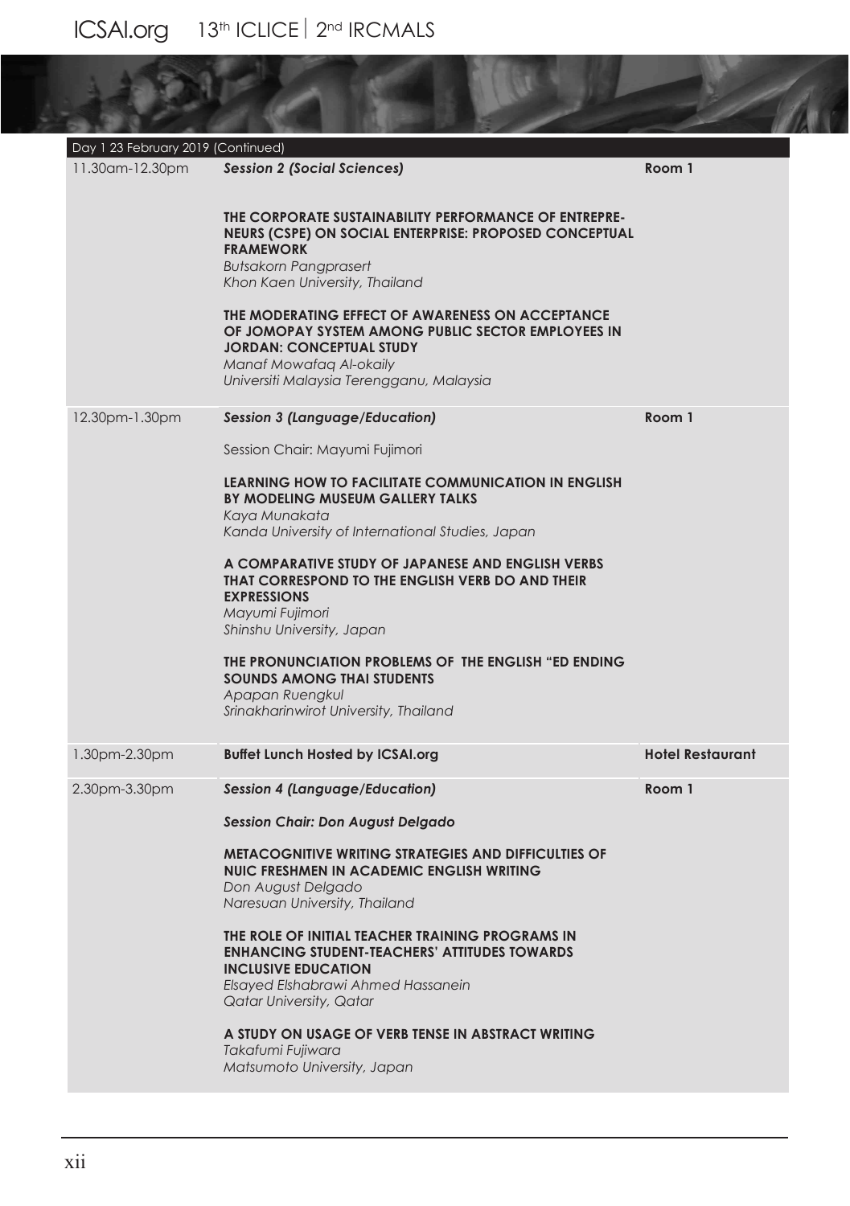Day 1 23 February 2019 (Continued)

| Time | Session | Venue |
| --- | --- | --- |
| 11.30am-12.30pm | ***Session 2 (Social Sciences)***<br><br>**THE CORPORATE SUSTAINABILITY PERFORMANCE OF ENTREPRENEURS (CSPE) ON SOCIAL ENTERPRISE: PROPOSED CONCEPTUAL FRAMEWORK**<br>*Butsakorn Pangprasert*<br>*Khon Kaen University, Thailand*<br><br>**THE MODERATING EFFECT OF AWARENESS ON ACCEPTANCE OF JOMOPAY SYSTEM AMONG PUBLIC SECTOR EMPLOYEES IN JORDAN: CONCEPTUAL STUDY**<br>*Manaf Mowafaq Al-okaily*<br>*Universiti Malaysia Terengganu, Malaysia* | **Room 1** |
| 12.30pm-1.30pm | ***Session 3 (Language/Education)***<br><br>Session Chair: Mayumi Fujimori<br><br>**LEARNING HOW TO FACILITATE COMMUNICATION IN ENGLISH BY MODELING MUSEUM GALLERY TALKS**<br>*Kaya Munakata*<br>*Kanda University of International Studies, Japan*<br><br>**A COMPARATIVE STUDY OF JAPANESE AND ENGLISH VERBS THAT CORRESPOND TO THE ENGLISH VERB DO AND THEIR EXPRESSIONS**<br>*Mayumi Fujimori*<br>*Shinshu University, Japan*<br><br>**THE PRONUNCIATION PROBLEMS OF THE ENGLISH "ED ENDING SOUNDS AMONG THAI STUDENTS**<br>*Apapan Ruengkul*<br>*Srinakharinwirot University, Thailand* | **Room 1** |
| 1.30pm-2.30pm | **Buffet Lunch Hosted by ICSAI.org** | **Hotel Restaurant** |
| 2.30pm-3.30pm | ***Session 4 (Language/Education)***<br><br>***Session Chair: Don August Delgado***<br><br>**METACOGNITIVE WRITING STRATEGIES AND DIFFICULTIES OF NUIC FRESHMEN IN ACADEMIC ENGLISH WRITING**<br>*Don August Delgado*<br>*Naresuan University, Thailand*<br><br>**THE ROLE OF INITIAL TEACHER TRAINING PROGRAMS IN ENHANCING STUDENT-TEACHERS' ATTITUDES TOWARDS INCLUSIVE EDUCATION**<br>*Elsayed Elshabrawi Ahmed Hassanein*<br>*Qatar University, Qatar*<br><br>**A STUDY ON USAGE OF VERB TENSE IN ABSTRACT WRITING**<br>*Takafumi Fujiwara*<br>*Matsumoto University, Japan* | **Room 1** |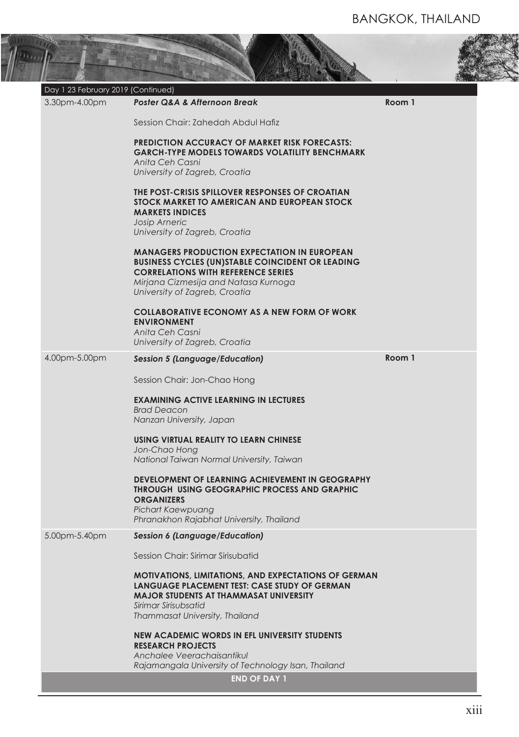Day 1 23 February 2019 (Continued)

**3.30pm-4.00pm** — ***Poster Q&A & Afternoon Break*** — **Room 1**

Session Chair: Zahedah Abdul Hafiz

**PREDICTION ACCURACY OF MARKET RISK FORECASTS: GARCH-TYPE MODELS TOWARDS VOLATILITY BENCHMARK**
*Anita Ceh Casni*
*University of Zagreb, Croatia*

**THE POST-CRISIS SPILLOVER RESPONSES OF CROATIAN STOCK MARKET TO AMERICAN AND EUROPEAN STOCK MARKETS INDICES**
*Josip Arneric*
*University of Zagreb, Croatia*

**MANAGERS PRODUCTION EXPECTATION IN EUROPEAN BUSINESS CYCLES (UN)STABLE COINCIDENT OR LEADING CORRELATIONS WITH REFERENCE SERIES**
*Mirjana Cizmesija and Natasa Kurnoga*
*University of Zagreb, Croatia*

**COLLABORATIVE ECONOMY AS A NEW FORM OF WORK ENVIRONMENT**
*Anita Ceh Casni*
*University of Zagreb, Croatia*

**4.00pm-5.00pm** — ***Session 5 (Language/Education)*** — **Room 1**

Session Chair: Jon-Chao Hong

**EXAMINING ACTIVE LEARNING IN LECTURES**
*Brad Deacon*
*Nanzan University, Japan*

**USING VIRTUAL REALITY TO LEARN CHINESE**
*Jon-Chao Hong*
*National Taiwan Normal University, Taiwan*

**DEVELOPMENT OF LEARNING ACHIEVEMENT IN GEOGRAPHY THROUGH USING GEOGRAPHIC PROCESS AND GRAPHIC ORGANIZERS**
*Pichart Kaewpuang*
*Phranakhon Rajabhat University, Thailand*

**5.00pm-5.40pm** — ***Session 6 (Language/Education)***

Session Chair: Sirimar Sirisubatid

**MOTIVATIONS, LIMITATIONS, AND EXPECTATIONS OF GERMAN LANGUAGE PLACEMENT TEST: CASE STUDY OF GERMAN MAJOR STUDENTS AT THAMMASAT UNIVERSITY**
*Sirimar Sirisubsatid*
*Thammasat University, Thailand*

**NEW ACADEMIC WORDS IN EFL UNIVERSITY STUDENTS RESEARCH PROJECTS**
*Anchalee Veerachaisantikul*
*Rajamangala University of Technology Isan, Thailand*

**END OF DAY 1**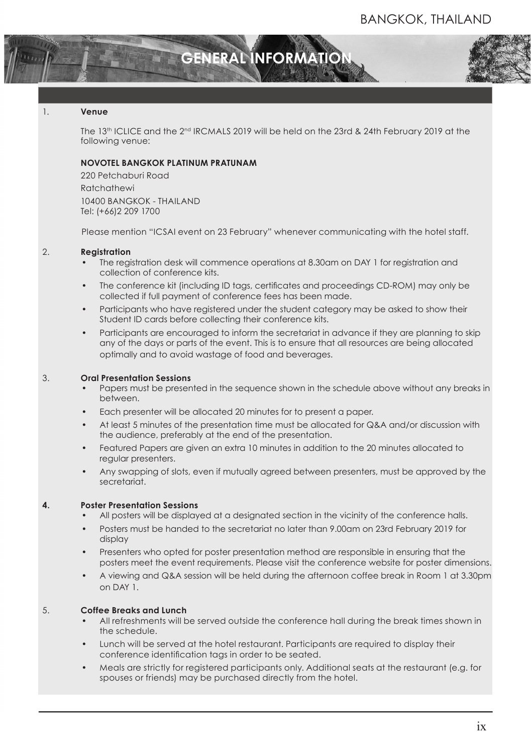# GENERAL INFORMATION

1. **Venue**

   The 13th ICLICE and the 2nd IRCMALS 2019 will be held on the 23rd & 24th February 2019 at the following venue:

   **NOVOTEL BANGKOK PLATINUM PRATUNAM**

   220 Petchaburi Road
   Ratchathewi
   10400 BANGKOK - THAILAND
   Tel: (+66)2 209 1700

   Please mention "ICSAI event on 23 February" whenever communicating with the hotel staff.

2. **Registration**
   - The registration desk will commence operations at 8.30am on DAY 1 for registration and collection of conference kits.
   - The conference kit (including ID tags, certificates and proceedings CD-ROM) may only be collected if full payment of conference fees has been made.
   - Participants who have registered under the student category may be asked to show their Student ID cards before collecting their conference kits.
   - Participants are encouraged to inform the secretariat in advance if they are planning to skip any of the days or parts of the event. This is to ensure that all resources are being allocated optimally and to avoid wastage of food and beverages.

3. **Oral Presentation Sessions**
   - Papers must be presented in the sequence shown in the schedule above without any breaks in between.
   - Each presenter will be allocated 20 minutes for to present a paper.
   - At least 5 minutes of the presentation time must be allocated for Q&A and/or discussion with the audience, preferably at the end of the presentation.
   - Featured Papers are given an extra 10 minutes in addition to the 20 minutes allocated to regular presenters.
   - Any swapping of slots, even if mutually agreed between presenters, must be approved by the secretariat.

4. **Poster Presentation Sessions**
   - All posters will be displayed at a designated section in the vicinity of the conference halls.
   - Posters must be handed to the secretariat no later than 9.00am on 23rd February 2019 for display
   - Presenters who opted for poster presentation method are responsible in ensuring that the posters meet the event requirements. Please visit the conference website for poster dimensions.
   - A viewing and Q&A session will be held during the afternoon coffee break in Room 1 at 3.30pm on DAY 1.

5. **Coffee Breaks and Lunch**
   - All refreshments will be served outside the conference hall during the break times shown in the schedule.
   - Lunch will be served at the hotel restaurant. Participants are required to display their conference identification tags in order to be seated.
   - Meals are strictly for registered participants only. Additional seats at the restaurant (e.g. for spouses or friends) may be purchased directly from the hotel.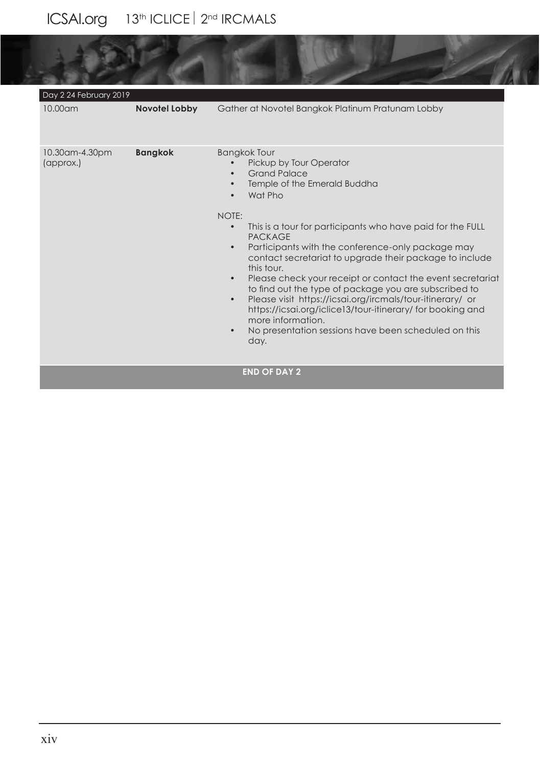| Day 2 24 February 2019 | | |
|---|---|---|
| 10.00am | **Novotel Lobby** | Gather at Novotel Bangkok Platinum Pratunam Lobby |
| 10.30am-4.30pm (approx.) | **Bangkok** | Bangkok Tour<br>• Pickup by Tour Operator<br>• Grand Palace<br>• Temple of the Emerald Buddha<br>• Wat Pho<br><br>NOTE:<br>• This is a tour for participants who have paid for the FULL PACKAGE<br>• Participants with the conference-only package may contact secretariat to upgrade their package to include this tour.<br>• Please check your receipt or contact the event secretariat to find out the type of package you are subscribed to<br>• Please visit https://icsai.org/ircmals/tour-itinerary/ or https://icsai.org/iclice13/tour-itinerary/ for booking and more information.<br>• No presentation sessions have been scheduled on this day. |
| | **END OF DAY 2** | |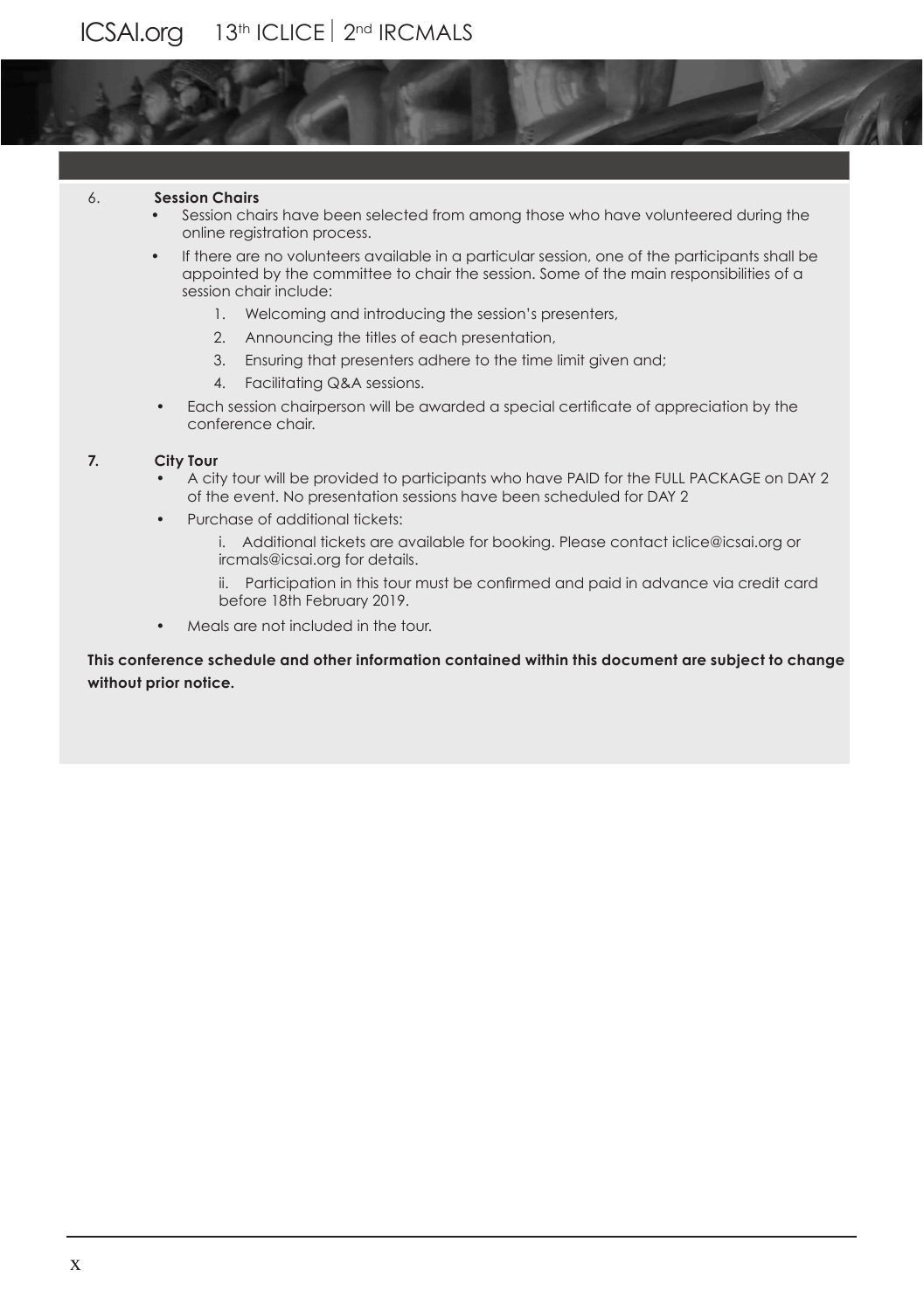6. **Session Chairs**

- Session chairs have been selected from among those who have volunteered during the online registration process.
- If there are no volunteers available in a particular session, one of the participants shall be appointed by the committee to chair the session. Some of the main responsibilities of a session chair include:
  1. Welcoming and introducing the session's presenters,
  2. Announcing the titles of each presentation,
  3. Ensuring that presenters adhere to the time limit given and;
  4. Facilitating Q&A sessions.
- Each session chairperson will be awarded a special certificate of appreciation by the conference chair.

**7. City Tour**

- A city tour will be provided to participants who have PAID for the FULL PACKAGE on DAY 2 of the event. No presentation sessions have been scheduled for DAY 2
- Purchase of additional tickets:

  i. Additional tickets are available for booking. Please contact iclice@icsai.org or ircmals@icsai.org for details.

  ii. Participation in this tour must be confirmed and paid in advance via credit card before 18th February 2019.
- Meals are not included in the tour.

**This conference schedule and other information contained within this document are subject to change without prior notice.**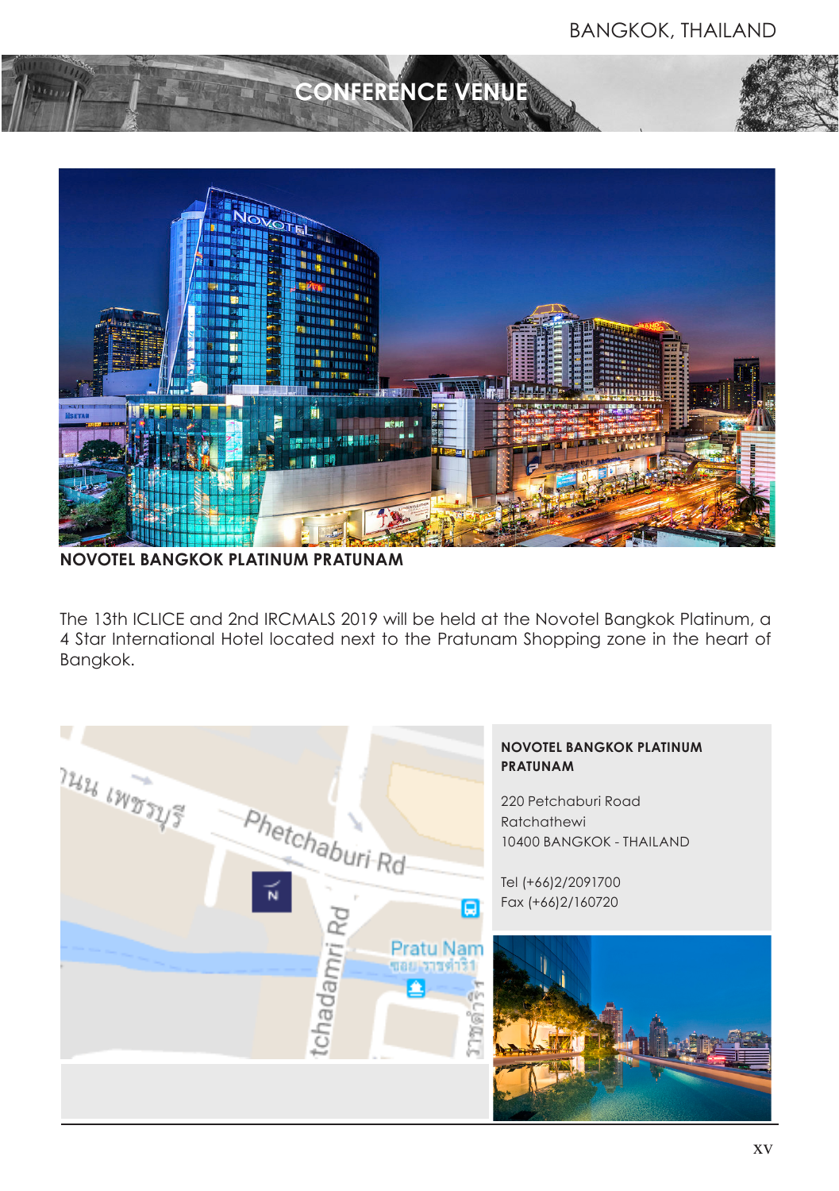# CONFERENCE VENUE

NOVOTEL BANGKOK PLATINUM PRATUNAM

The 13th ICLICE and 2nd IRCMALS 2019 will be held at the Novotel Bangkok Platinum, a 4 Star International Hotel located next to the Pratunam Shopping zone in the heart of Bangkok.

**NOVOTEL BANGKOK PLATINUM PRATUNAM**

220 Petchaburi Road
Ratchathewi
10400 BANGKOK - THAILAND

Tel (+66)2/2091700
Fax (+66)2/160720